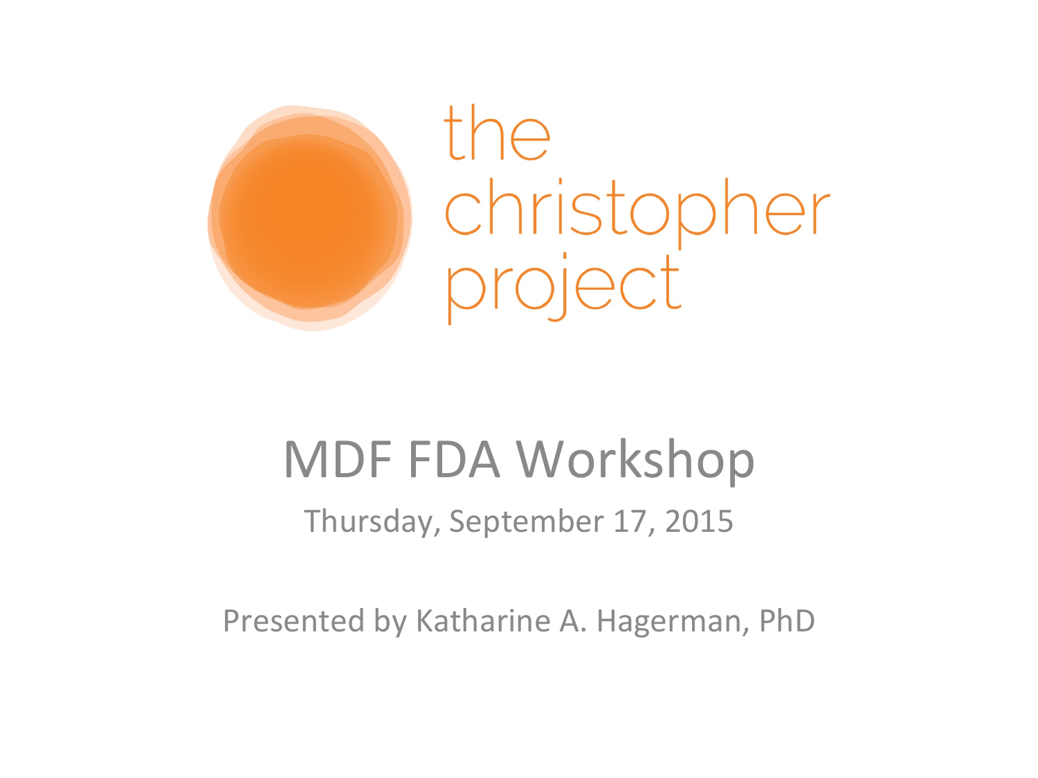the christopher project

# MDF FDA Workshop

Thursday, September 17, 2015

Presented by Katharine A. Hagerman, PhD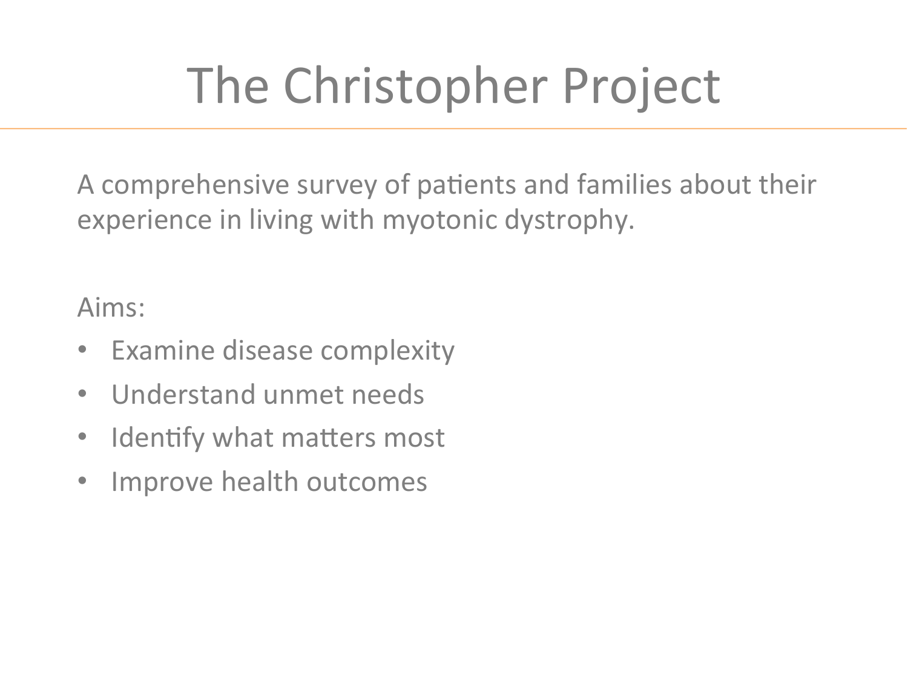# The Christopher Project

A comprehensive survey of patients and families about their experience in living with myotonic dystrophy.

Aims:

- Examine disease complexity
- Understand unmet needs
- Identify what matters most
- Improve health outcomes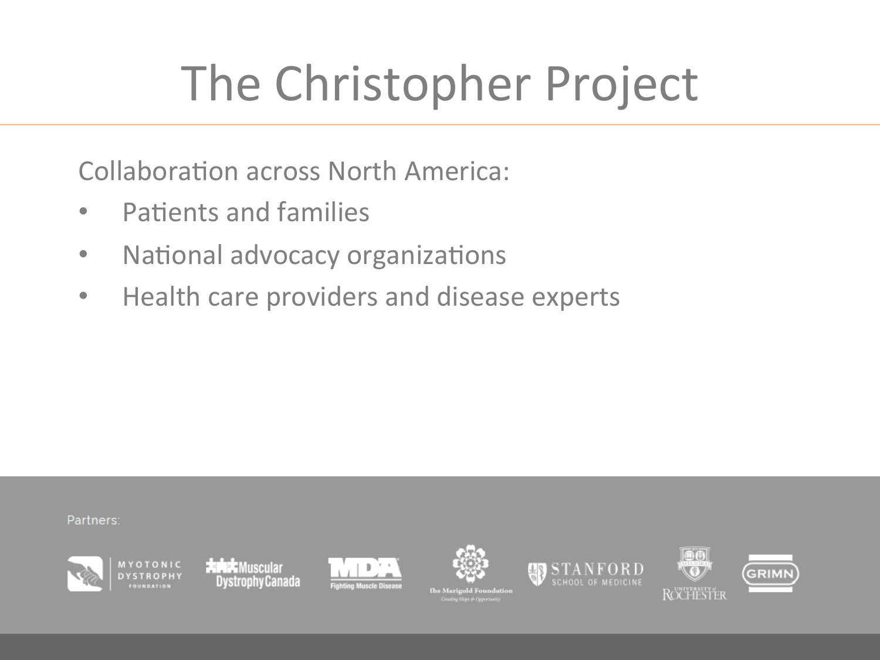# The Christopher Project

Collaboration across North America:

- Patients and families
- National advocacy organizations
- Health care providers and disease experts

Partners:

MYOTONIC DYSTROPHY FOUNDATION

Muscular Dystrophy Canada

MDA Fighting Muscle Disease

The Marigold Foundation Creating Hope & Opportunity

STANFORD SCHOOL OF MEDICINE

UNIVERSITY of ROCHESTER

GRIMN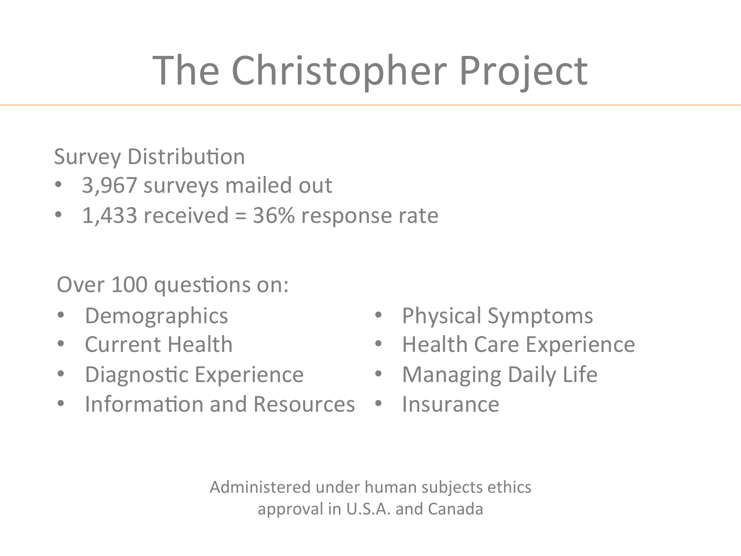# The Christopher Project

Survey Distribution

- 3,967 surveys mailed out
- 1,433 received = 36% response rate

Over 100 questions on:

- Demographics
- Current Health
- Diagnostic Experience
- Information and Resources
- Physical Symptoms
- Health Care Experience
- Managing Daily Life
- Insurance

Administered under human subjects ethics approval in U.S.A. and Canada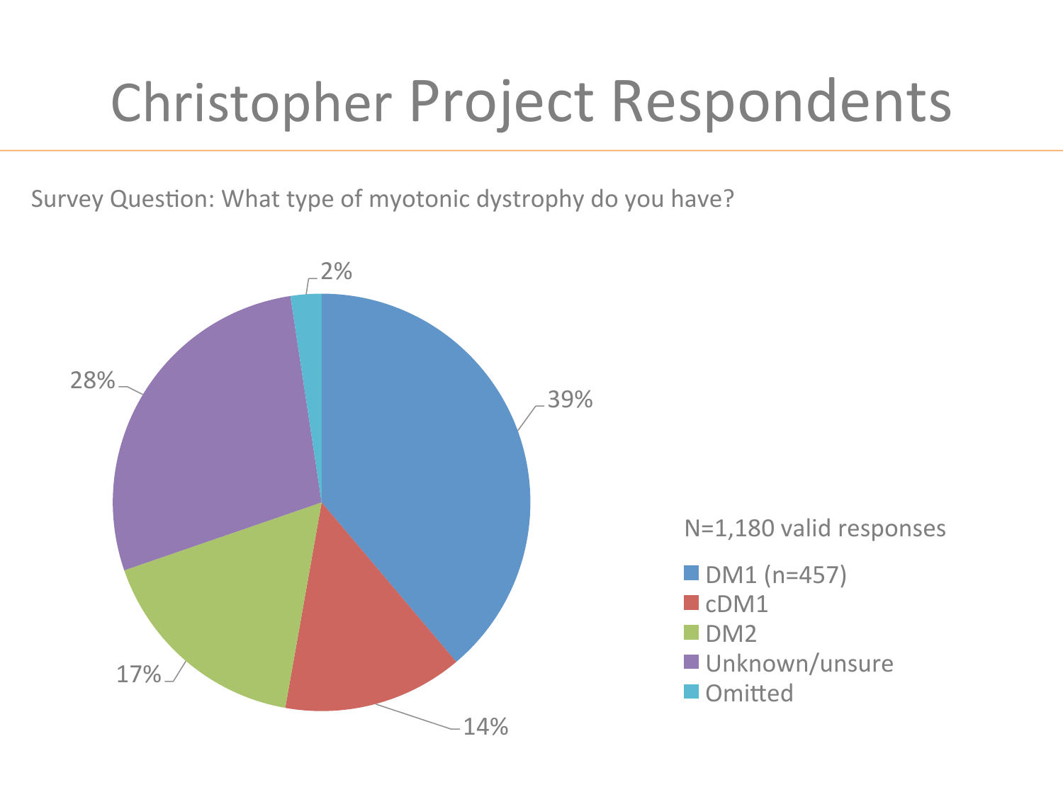# Christopher Project Respondents

Survey Question: What type of myotonic dystrophy do you have?

N=1,180 valid responses

| Type | Percentage |
| --- | --- |
| DM1 (n=457) | 39% |
| cDM1 | 14% |
| DM2 | 17% |
| Unknown/unsure | 28% |
| Omitted | 2% |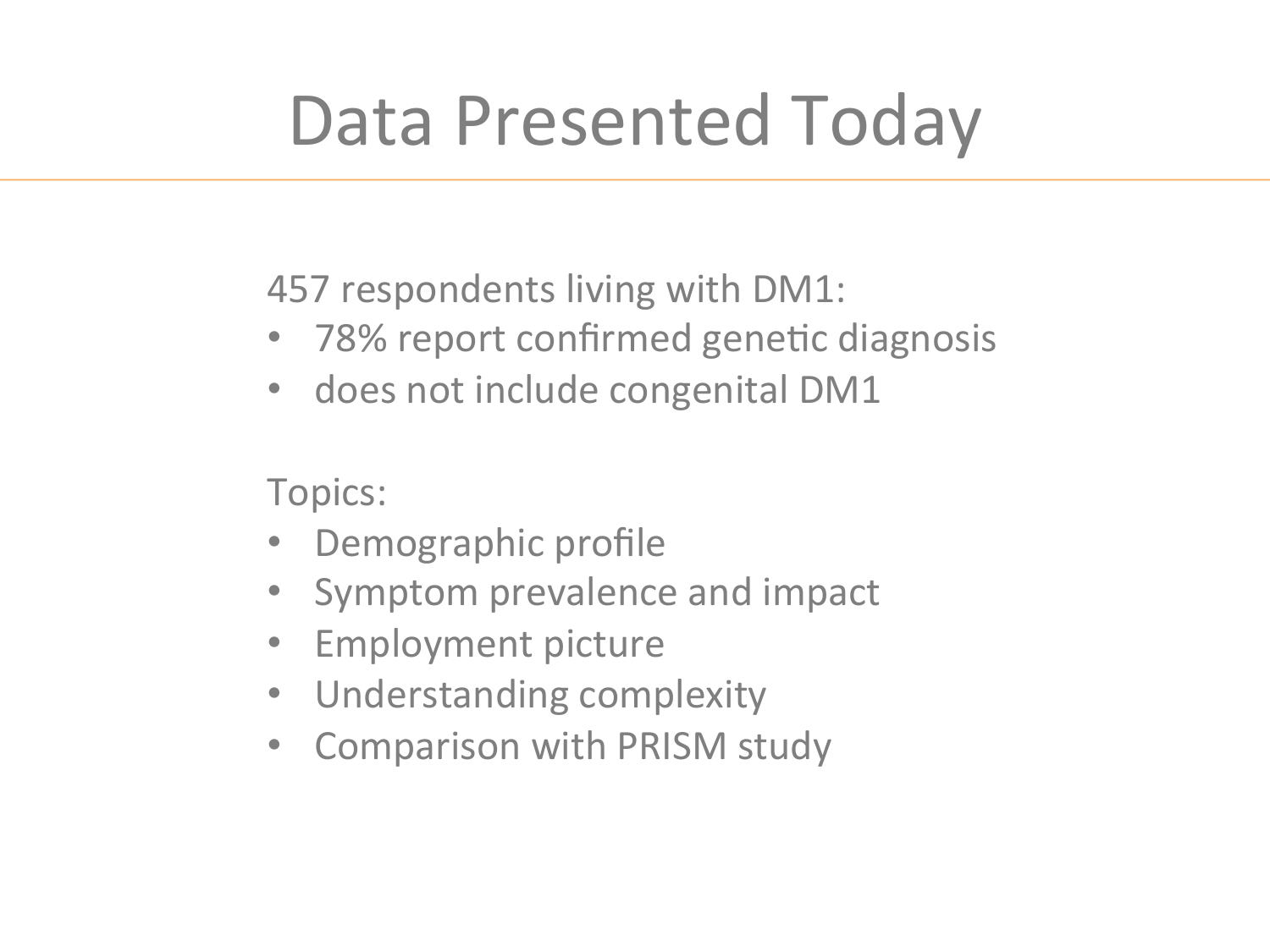# Data Presented Today

457 respondents living with DM1:

- 78% report confirmed genetic diagnosis
- does not include congenital DM1

Topics:

- Demographic profile
- Symptom prevalence and impact
- Employment picture
- Understanding complexity
- Comparison with PRISM study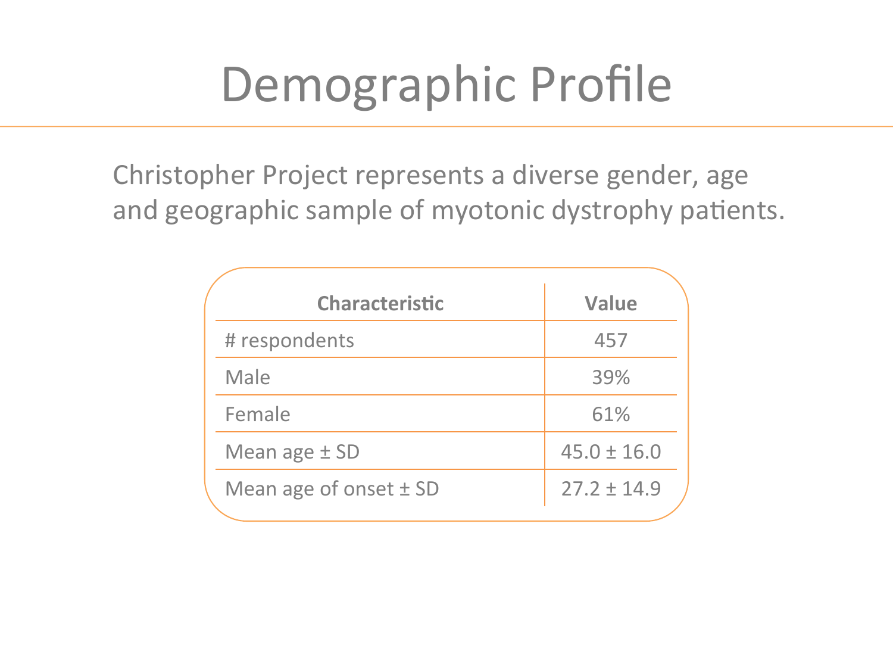# Demographic Profile

Christopher Project represents a diverse gender, age and geographic sample of myotonic dystrophy patients.

| Characteristic | Value |
|---|---|
| # respondents | 457 |
| Male | 39% |
| Female | 61% |
| Mean age ± SD | 45.0 ± 16.0 |
| Mean age of onset ± SD | 27.2 ± 14.9 |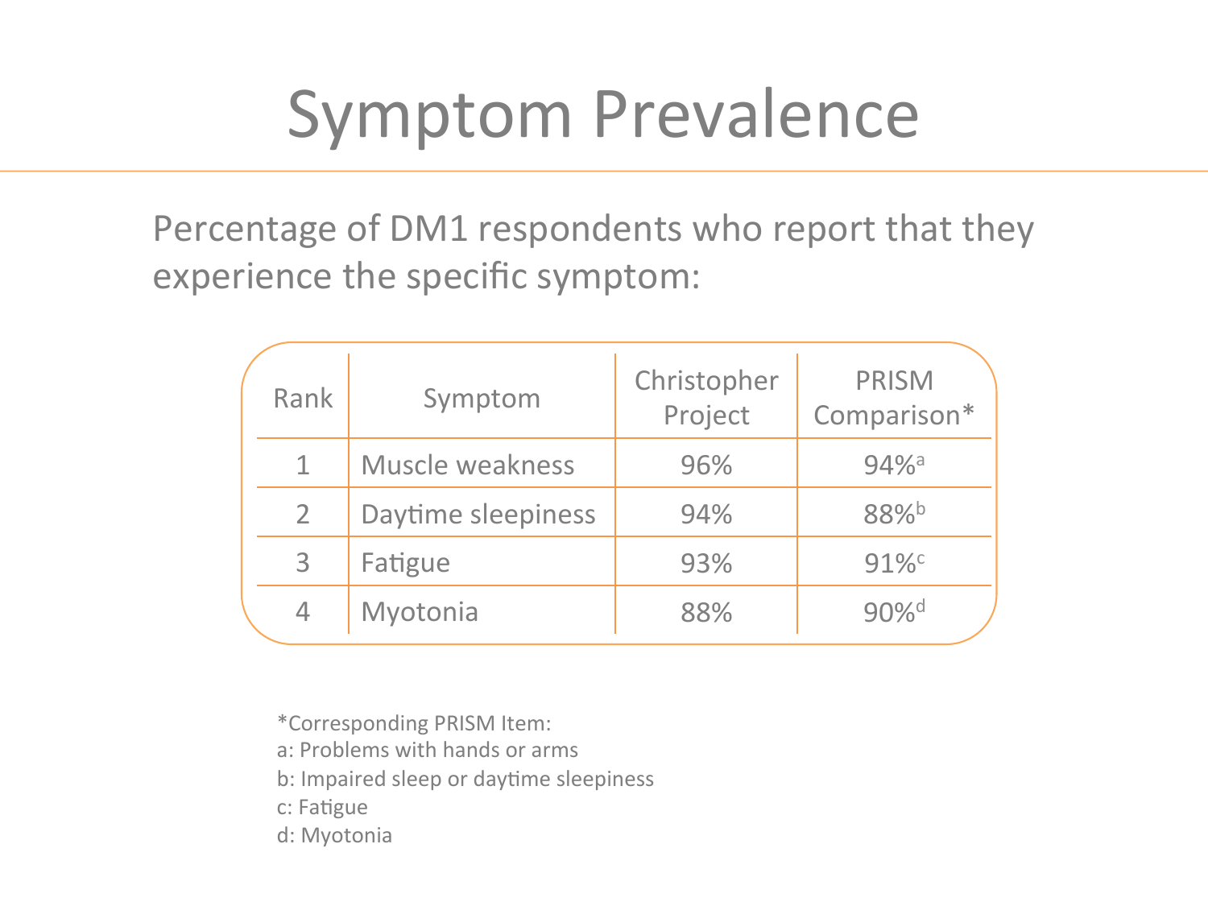# Symptom Prevalence

Percentage of DM1 respondents who report that they experience the specific symptom:

| Rank | Symptom | Christopher Project | PRISM Comparison* |
|---|---|---|---|
| 1 | Muscle weakness | 96% | 94%[a] |
| 2 | Daytime sleepiness | 94% | 88%[b] |
| 3 | Fatigue | 93% | 91%[c] |
| 4 | Myotonia | 88% | 90%[d] |

*Corresponding PRISM Item:
a: Problems with hands or arms
b: Impaired sleep or daytime sleepiness
c: Fatigue
d: Myotonia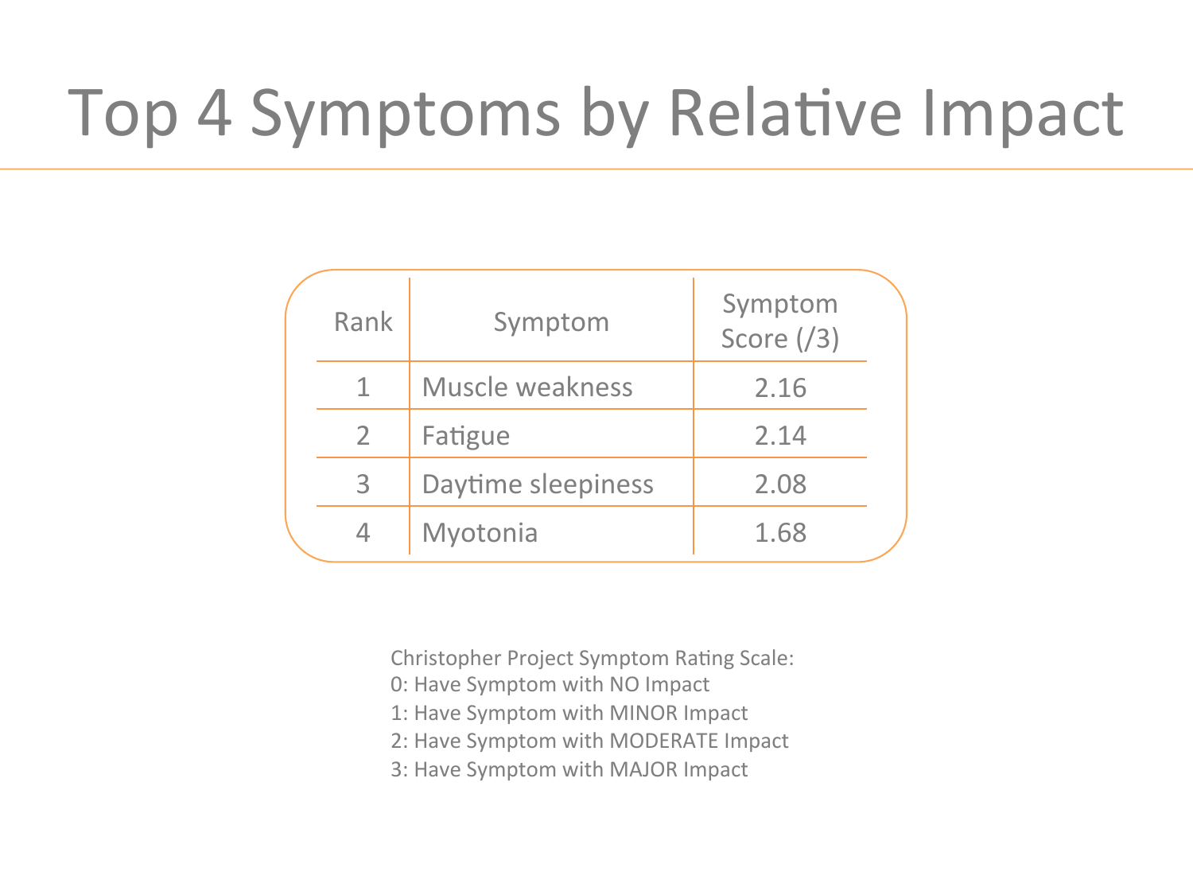# Top 4 Symptoms by Relative Impact

| Rank | Symptom | Symptom Score (/3) |
| --- | --- | --- |
| 1 | Muscle weakness | 2.16 |
| 2 | Fatigue | 2.14 |
| 3 | Daytime sleepiness | 2.08 |
| 4 | Myotonia | 1.68 |

Christopher Project Symptom Rating Scale:
0: Have Symptom with NO Impact
1: Have Symptom with MINOR Impact
2: Have Symptom with MODERATE Impact
3: Have Symptom with MAJOR Impact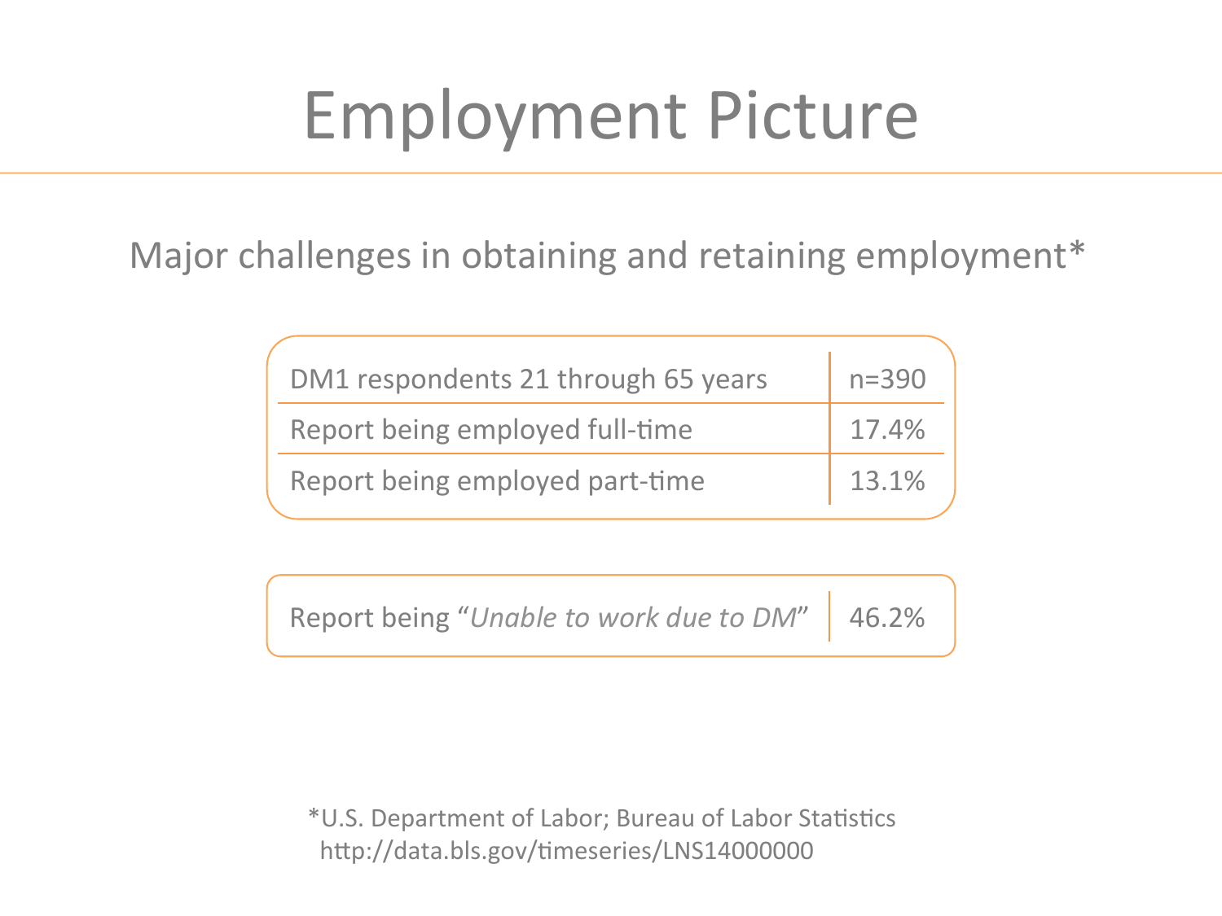# Employment Picture

Major challenges in obtaining and retaining employment*

| DM1 respondents 21 through 65 years | n=390 |
| --- | --- |
| Report being employed full-time | 17.4% |
| Report being employed part-time | 13.1% |

| Report being "*Unable to work due to DM*" | 46.2% |
| --- | --- |

*U.S. Department of Labor; Bureau of Labor Statistics
http://data.bls.gov/timeseries/LNS14000000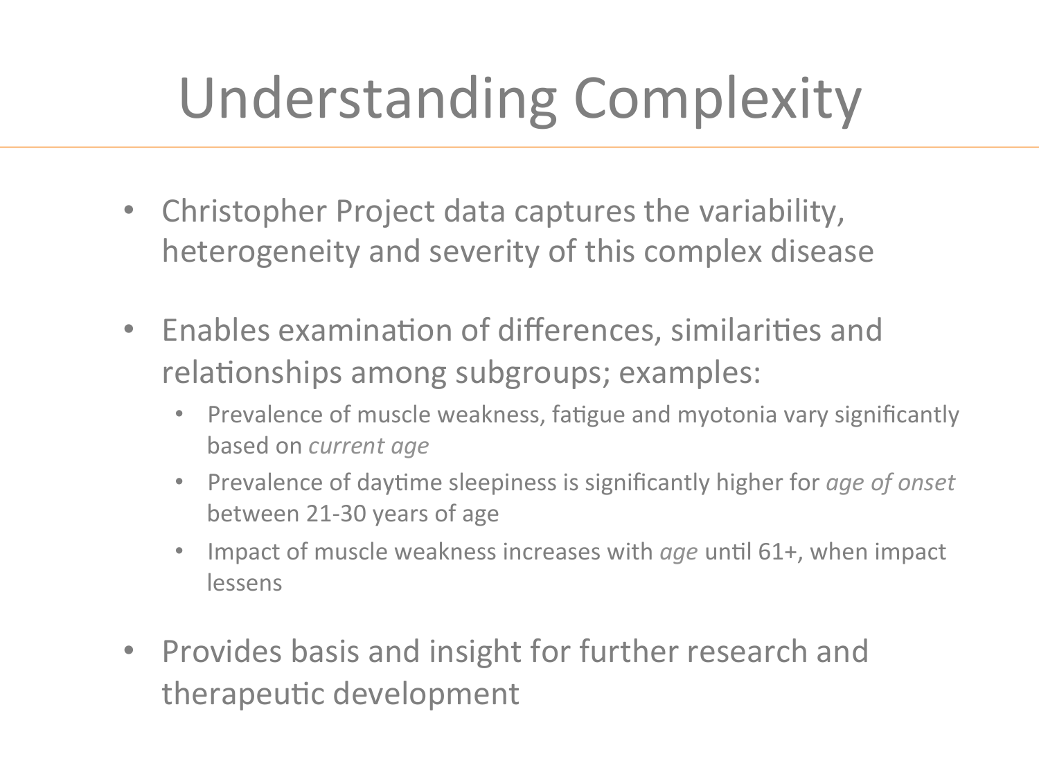# Understanding Complexity

- Christopher Project data captures the variability, heterogeneity and severity of this complex disease
- Enables examination of differences, similarities and relationships among subgroups; examples:
  - Prevalence of muscle weakness, fatigue and myotonia vary significantly based on *current age*
  - Prevalence of daytime sleepiness is significantly higher for *age of onset* between 21-30 years of age
  - Impact of muscle weakness increases with *age* until 61+, when impact lessens
- Provides basis and insight for further research and therapeutic development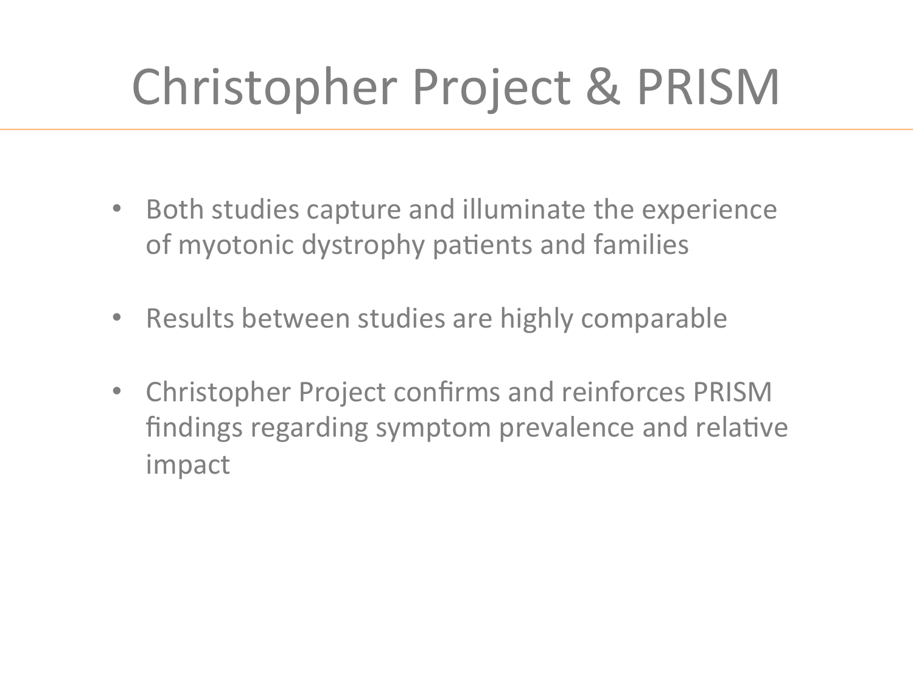# Christopher Project & PRISM

- Both studies capture and illuminate the experience of myotonic dystrophy patients and families
- Results between studies are highly comparable
- Christopher Project confirms and reinforces PRISM findings regarding symptom prevalence and relative impact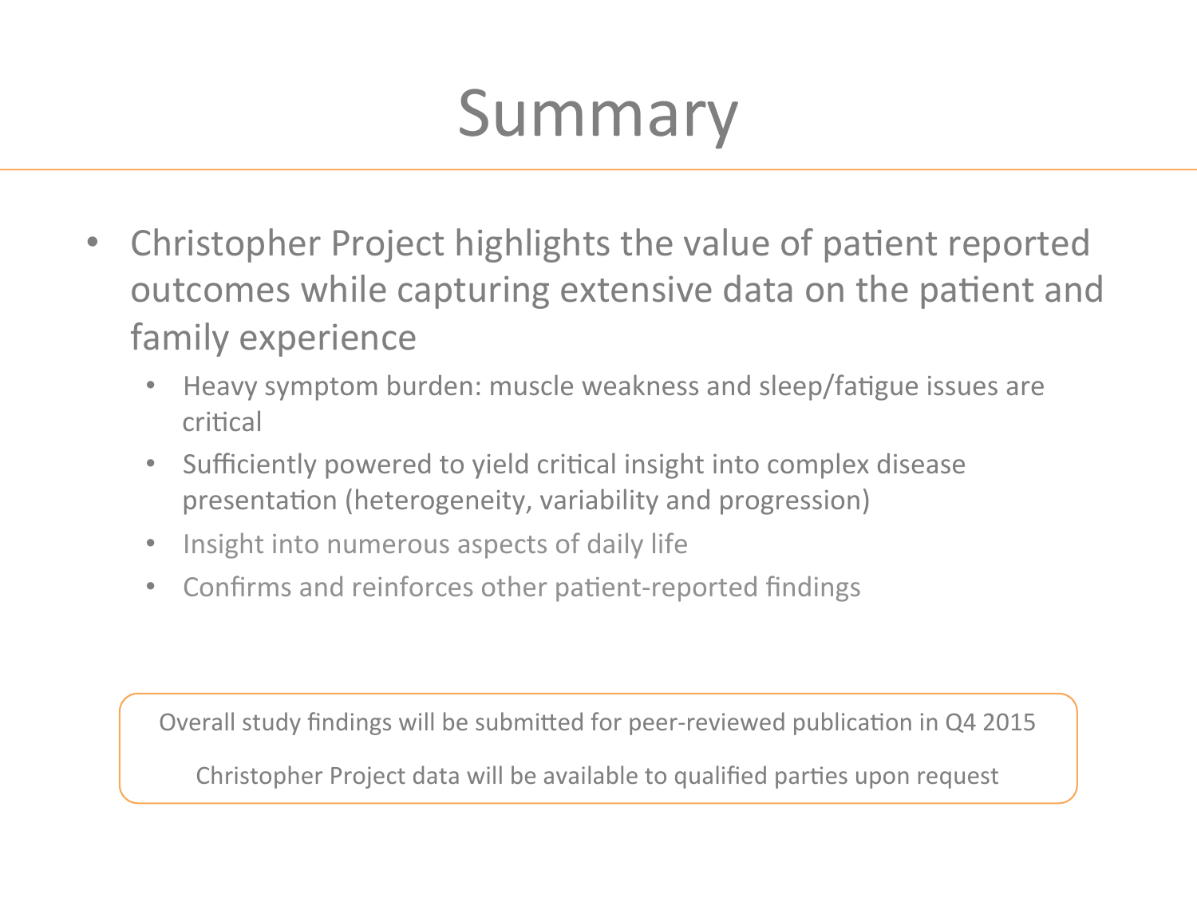# Summary

- Christopher Project highlights the value of patient reported outcomes while capturing extensive data on the patient and family experience
  - Heavy symptom burden: muscle weakness and sleep/fatigue issues are critical
  - Sufficiently powered to yield critical insight into complex disease presentation (heterogeneity, variability and progression)
  - Insight into numerous aspects of daily life
  - Confirms and reinforces other patient-reported findings

Overall study findings will be submitted for peer-reviewed publication in Q4 2015

Christopher Project data will be available to qualified parties upon request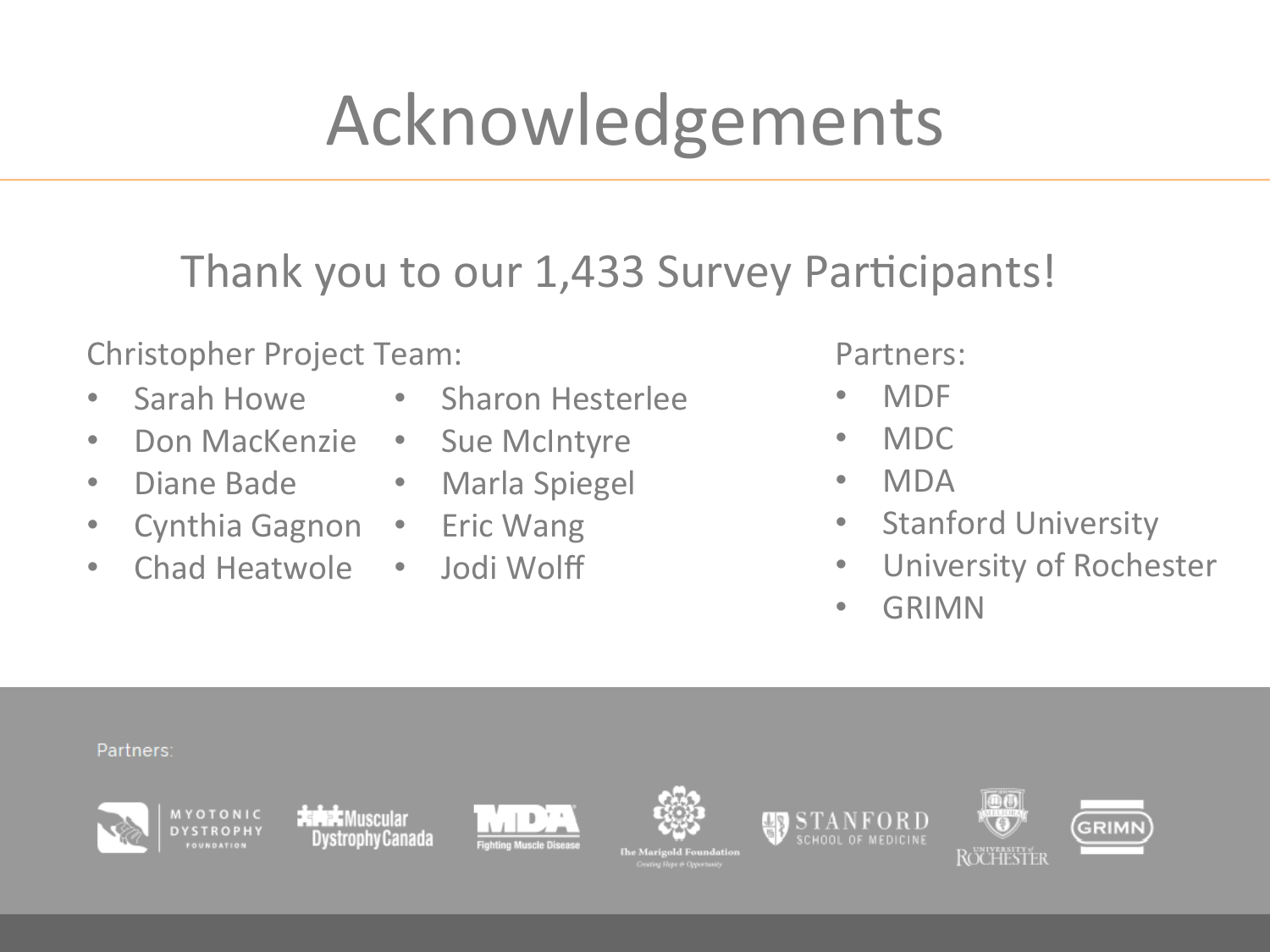# Acknowledgements

## Thank you to our 1,433 Survey Participants!

Christopher Project Team:

- Sarah Howe
- Don MacKenzie
- Diane Bade
- Cynthia Gagnon
- Chad Heatwole
- Sharon Hesterlee
- Sue McIntyre
- Marla Spiegel
- Eric Wang
- Jodi Wolff

Partners:

- MDF
- MDC
- MDA
- Stanford University
- University of Rochester
- GRIMN

Partners:

MYOTONIC DYSTROPHY FOUNDATION

Muscular Dystrophy Canada

MDA Fighting Muscle Disease

The Marigold Foundation Creating Hope & Opportunity

STANFORD SCHOOL OF MEDICINE

UNIVERSITY of ROCHESTER

GRIMN